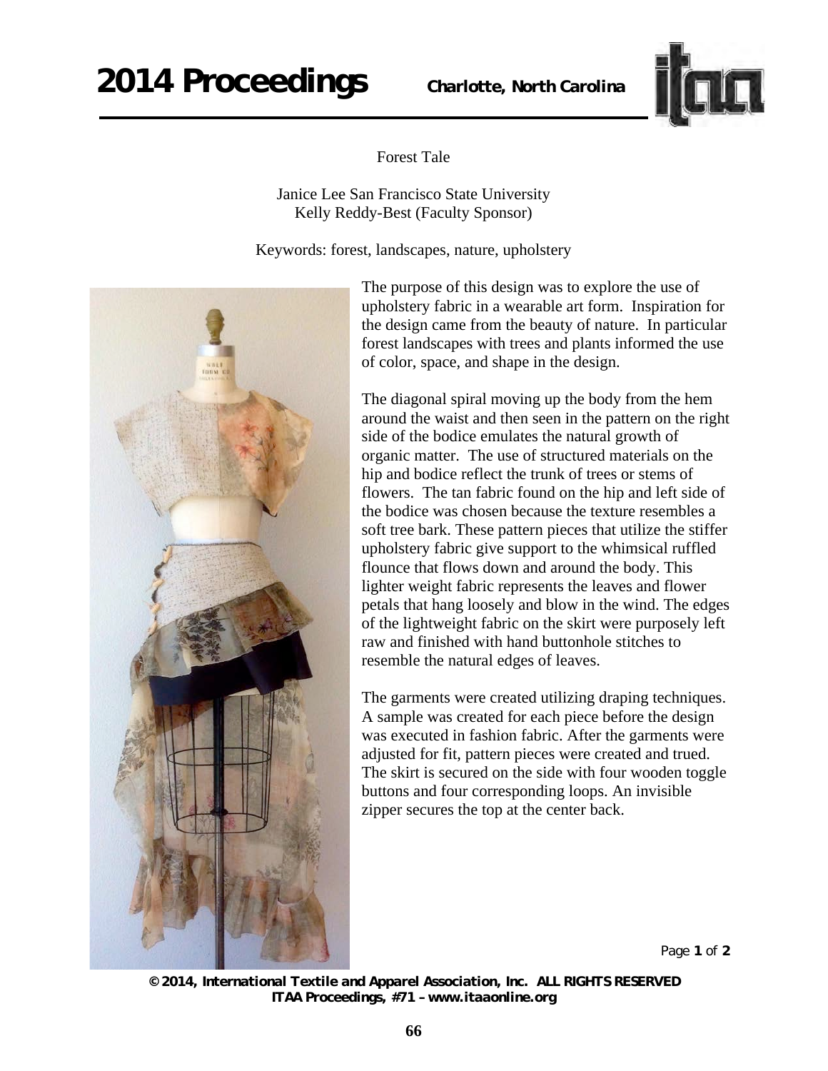# Forest Tale

Janice Lee San Francisco State University
Kelly Reddy-Best (Faculty Sponsor)

Keywords: forest, landscapes, nature, upholstery

The purpose of this design was to explore the use of upholstery fabric in a wearable art form. Inspiration for the design came from the beauty of nature. In particular forest landscapes with trees and plants informed the use of color, space, and shape in the design.

The diagonal spiral moving up the body from the hem around the waist and then seen in the pattern on the right side of the bodice emulates the natural growth of organic matter. The use of structured materials on the hip and bodice reflect the trunk of trees or stems of flowers. The tan fabric found on the hip and left side of the bodice was chosen because the texture resembles a soft tree bark. These pattern pieces that utilize the stiffer upholstery fabric give support to the whimsical ruffled flounce that flows down and around the body. This lighter weight fabric represents the leaves and flower petals that hang loosely and blow in the wind. The edges of the lightweight fabric on the skirt were purposely left raw and finished with hand buttonhole stitches to resemble the natural edges of leaves.

The garments were created utilizing draping techniques. A sample was created for each piece before the design was executed in fashion fabric. After the garments were adjusted for fit, pattern pieces were created and trued. The skirt is secured on the side with four wooden toggle buttons and four corresponding loops. An invisible zipper secures the top at the center back.